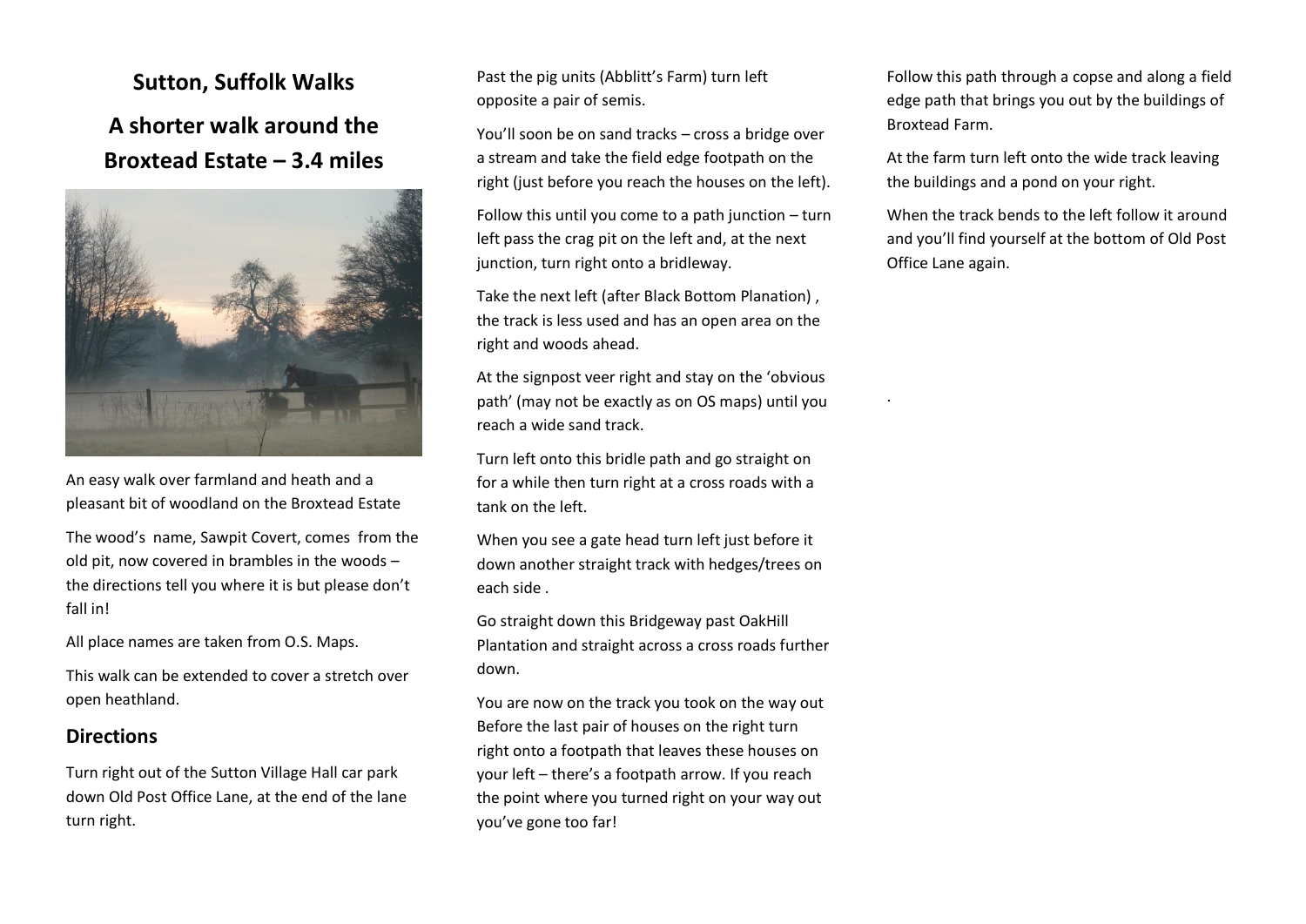# Sutton, Suffolk Walks

## A shorter walk around the Broxtead Estate – 3.4 miles

An easy walk over farmland and heath and a pleasant bit of woodland on the Broxtead Estate

The wood's name, Sawpit Covert, comes from the old pit, now covered in brambles in the woods – the directions tell you where it is but please don't fall in!

All place names are taken from O.S. Maps.

This walk can be extended to cover a stretch over open heathland.

## Directions

Turn right out of the Sutton Village Hall car park down Old Post Office Lane, at the end of the lane turn right.

Past the pig units (Abblitt's Farm) turn left opposite a pair of semis.

You'll soon be on sand tracks – cross a bridge over a stream and take the field edge footpath on the right (just before you reach the houses on the left).

Follow this until you come to a path junction – turn left pass the crag pit on the left and, at the next junction, turn right onto a bridleway.

Take the next left (after Black Bottom Planation) , the track is less used and has an open area on the right and woods ahead.

At the signpost veer right and stay on the 'obvious path' (may not be exactly as on OS maps) until you reach a wide sand track.

Turn left onto this bridle path and go straight on for a while then turn right at a cross roads with a tank on the left.

When you see a gate head turn left just before it down another straight track with hedges/trees on each side .

Go straight down this Bridgeway past OakHill Plantation and straight across a cross roads further down.

You are now on the track you took on the way out Before the last pair of houses on the right turn right onto a footpath that leaves these houses on your left – there's a footpath arrow. If you reach the point where you turned right on your way out you've gone too far!

Follow this path through a copse and along a field edge path that brings you out by the buildings of Broxtead Farm.

At the farm turn left onto the wide track leaving the buildings and a pond on your right.

When the track bends to the left follow it around and you'll find yourself at the bottom of Old Post Office Lane again.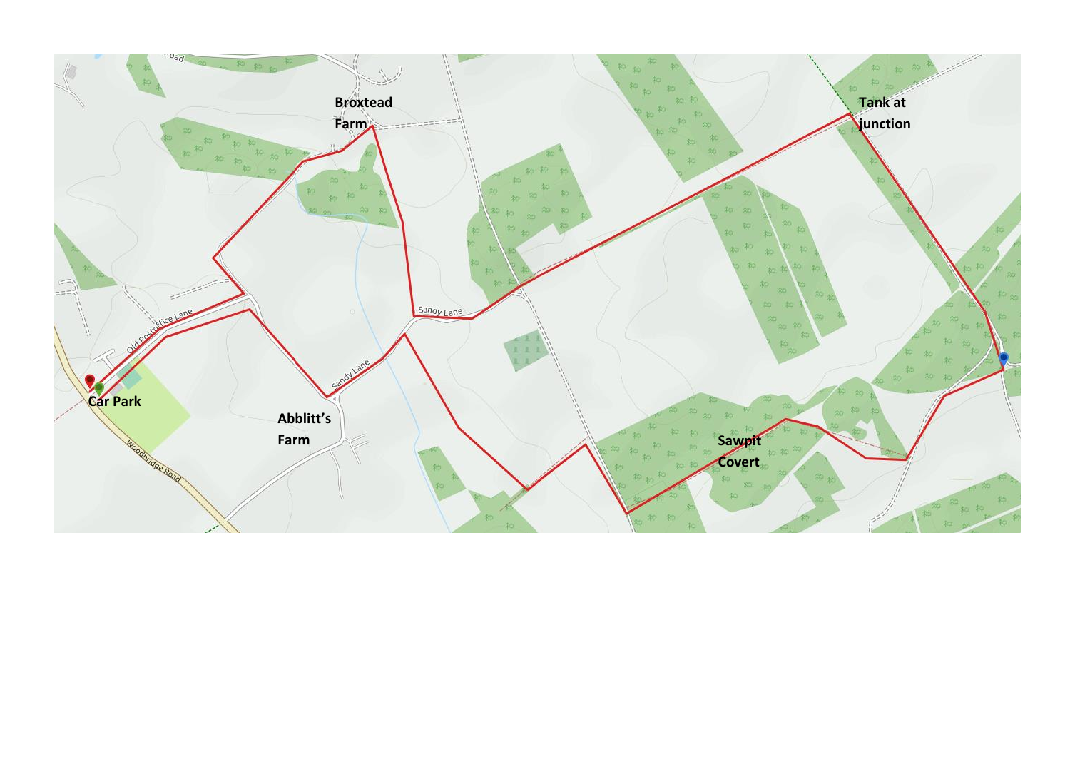Broxtead Farm

Tank at junction

Car Park

Abblitt's Farm

Sawpit Covert

Old Postoffice Lane

Sandy Lane

Sandy Lane

Woodbridge Road